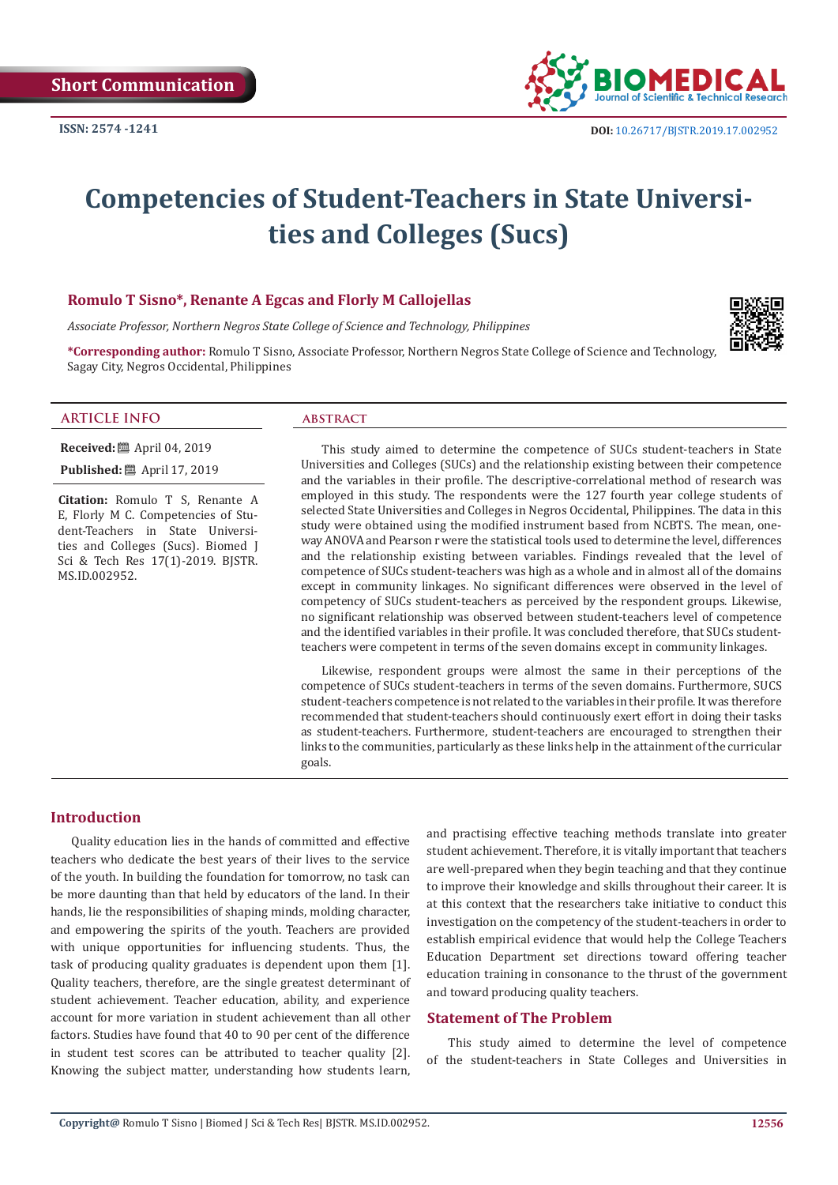Short Communication

ISSN: 2574 -1241

DOI: 10.26717/BJSTR.2019.17.002952

# Competencies of Student-Teachers in State Universities and Colleges (Sucs)

**Romulo T Sisno*, Renante A Egcas and Florly M Callojellas**

*Associate Professor, Northern Negros State College of Science and Technology, Philippines*

***Corresponding author:** Romulo T Sisno, Associate Professor, Northern Negros State College of Science and Technology, Sagay City, Negros Occidental, Philippines

## ARTICLE INFO

**Received:** April 04, 2019

**Published:** April 17, 2019

**Citation:** Romulo T S, Renante A E, Florly M C. Competencies of Student-Teachers in State Universities and Colleges (Sucs). Biomed J Sci & Tech Res 17(1)-2019. BJSTR. MS.ID.002952.

## ABSTRACT

This study aimed to determine the competence of SUCs student-teachers in State Universities and Colleges (SUCs) and the relationship existing between their competence and the variables in their profile. The descriptive-correlational method of research was employed in this study. The respondents were the 127 fourth year college students of selected State Universities and Colleges in Negros Occidental, Philippines. The data in this study were obtained using the modified instrument based from NCBTS. The mean, one-way ANOVA and Pearson r were the statistical tools used to determine the level, differences and the relationship existing between variables. Findings revealed that the level of competence of SUCs student-teachers was high as a whole and in almost all of the domains except in community linkages. No significant differences were observed in the level of competency of SUCs student-teachers as perceived by the respondent groups. Likewise, no significant relationship was observed between student-teachers level of competence and the identified variables in their profile. It was concluded therefore, that SUCs student-teachers were competent in terms of the seven domains except in community linkages.

Likewise, respondent groups were almost the same in their perceptions of the competence of SUCs student-teachers in terms of the seven domains. Furthermore, SUCS student-teachers competence is not related to the variables in their profile. It was therefore recommended that student-teachers should continuously exert effort in doing their tasks as student-teachers. Furthermore, student-teachers are encouraged to strengthen their links to the communities, particularly as these links help in the attainment of the curricular goals.

## Introduction

Quality education lies in the hands of committed and effective teachers who dedicate the best years of their lives to the service of the youth. In building the foundation for tomorrow, no task can be more daunting than that held by educators of the land. In their hands, lie the responsibilities of shaping minds, molding character, and empowering the spirits of the youth. Teachers are provided with unique opportunities for influencing students. Thus, the task of producing quality graduates is dependent upon them [1]. Quality teachers, therefore, are the single greatest determinant of student achievement. Teacher education, ability, and experience account for more variation in student achievement than all other factors. Studies have found that 40 to 90 per cent of the difference in student test scores can be attributed to teacher quality [2]. Knowing the subject matter, understanding how students learn, and practising effective teaching methods translate into greater student achievement. Therefore, it is vitally important that teachers are well-prepared when they begin teaching and that they continue to improve their knowledge and skills throughout their career. It is at this context that the researchers take initiative to conduct this investigation on the competency of the student-teachers in order to establish empirical evidence that would help the College Teachers Education Department set directions toward offering teacher education training in consonance to the thrust of the government and toward producing quality teachers.

## Statement of The Problem

This study aimed to determine the level of competence of the student-teachers in State Colleges and Universities in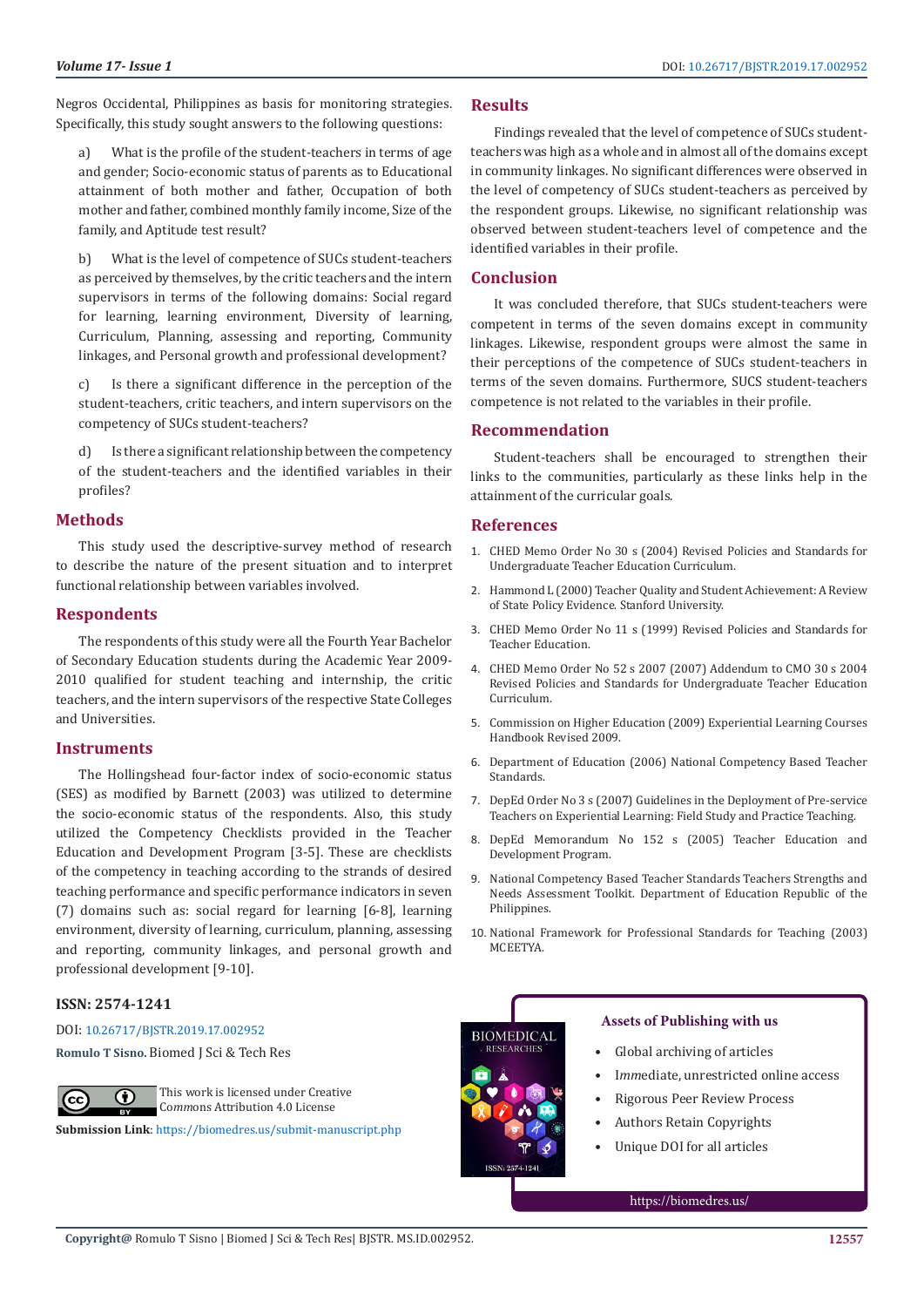Negros Occidental, Philippines as basis for monitoring strategies. Specifically, this study sought answers to the following questions:

a) What is the profile of the student-teachers in terms of age and gender; Socio-economic status of parents as to Educational attainment of both mother and father, Occupation of both mother and father, combined monthly family income, Size of the family, and Aptitude test result?

b) What is the level of competence of SUCs student-teachers as perceived by themselves, by the critic teachers and the intern supervisors in terms of the following domains: Social regard for learning, learning environment, Diversity of learning, Curriculum, Planning, assessing and reporting, Community linkages, and Personal growth and professional development?

c) Is there a significant difference in the perception of the student-teachers, critic teachers, and intern supervisors on the competency of SUCs student-teachers?

d) Is there a significant relationship between the competency of the student-teachers and the identified variables in their profiles?

## Methods

This study used the descriptive-survey method of research to describe the nature of the present situation and to interpret functional relationship between variables involved.

## Respondents

The respondents of this study were all the Fourth Year Bachelor of Secondary Education students during the Academic Year 2009-2010 qualified for student teaching and internship, the critic teachers, and the intern supervisors of the respective State Colleges and Universities.

## Instruments

The Hollingshead four-factor index of socio-economic status (SES) as modified by Barnett (2003) was utilized to determine the socio-economic status of the respondents. Also, this study utilized the Competency Checklists provided in the Teacher Education and Development Program [3-5]. These are checklists of the competency in teaching according to the strands of desired teaching performance and specific performance indicators in seven (7) domains such as: social regard for learning [6-8], learning environment, diversity of learning, curriculum, planning, assessing and reporting, community linkages, and personal growth and professional development [9-10].

## Results

Findings revealed that the level of competence of SUCs student-teachers was high as a whole and in almost all of the domains except in community linkages. No significant differences were observed in the level of competency of SUCs student-teachers as perceived by the respondent groups. Likewise, no significant relationship was observed between student-teachers level of competence and the identified variables in their profile.

## Conclusion

It was concluded therefore, that SUCs student-teachers were competent in terms of the seven domains except in community linkages. Likewise, respondent groups were almost the same in their perceptions of the competence of SUCs student-teachers in terms of the seven domains. Furthermore, SUCS student-teachers competence is not related to the variables in their profile.

## Recommendation

Student-teachers shall be encouraged to strengthen their links to the communities, particularly as these links help in the attainment of the curricular goals.

## References

1. CHED Memo Order No 30 s (2004) Revised Policies and Standards for Undergraduate Teacher Education Curriculum.
2. Hammond L (2000) Teacher Quality and Student Achievement: A Review of State Policy Evidence. Stanford University.
3. CHED Memo Order No 11 s (1999) Revised Policies and Standards for Teacher Education.
4. CHED Memo Order No 52 s 2007 (2007) Addendum to CMO 30 s 2004 Revised Policies and Standards for Undergraduate Teacher Education Curriculum.
5. Commission on Higher Education (2009) Experiential Learning Courses Handbook Revised 2009.
6. Department of Education (2006) National Competency Based Teacher Standards.
7. DepEd Order No 3 s (2007) Guidelines in the Deployment of Pre-service Teachers on Experiential Learning: Field Study and Practice Teaching.
8. DepEd Memorandum No 152 s (2005) Teacher Education and Development Program.
9. National Competency Based Teacher Standards Teachers Strengths and Needs Assessment Toolkit. Department of Education Republic of the Philippines.
10. National Framework for Professional Standards for Teaching (2003) MCEETYA.

**ISSN: 2574-1241**

DOI: 10.26717/BJSTR.2019.17.002952

**Romulo T Sisno.** Biomed J Sci & Tech Res

This work is licensed under Creative Commons Attribution 4.0 License

**Submission Link**: https://biomedres.us/submit-manuscript.php

**Assets of Publishing with us**

- Global archiving of articles
- Immediate, unrestricted online access
- Rigorous Peer Review Process
- Authors Retain Copyrights
- Unique DOI for all articles

https://biomedres.us/